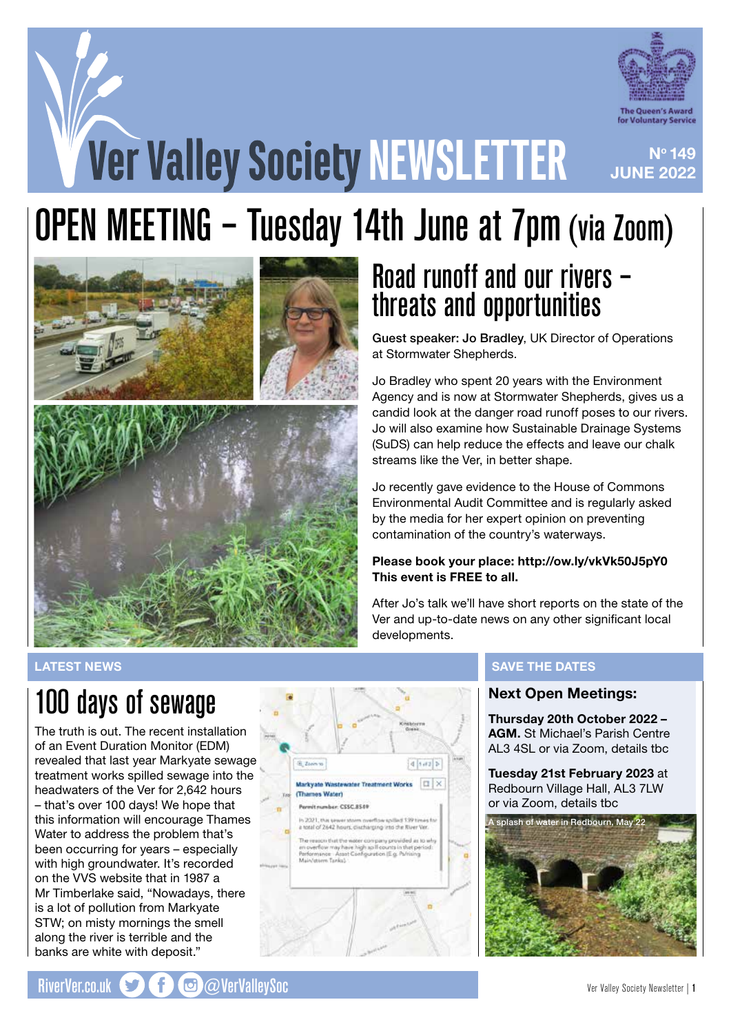# Ver Valley Society NEWSLETTER

The Queen's Award for Voluntary Service

Nº 149
JUNE 2022

# OPEN MEETING – Tuesday 14th June at 7pm (via Zoom)

## Road runoff and our rivers – threats and opportunities

**Guest speaker: Jo Bradley**, UK Director of Operations at Stormwater Shepherds.

Jo Bradley who spent 20 years with the Environment Agency and is now at Stormwater Shepherds, gives us a candid look at the danger road runoff poses to our rivers. Jo will also examine how Sustainable Drainage Systems (SuDS) can help reduce the effects and leave our chalk streams like the Ver, in better shape.

Jo recently gave evidence to the House of Commons Environmental Audit Committee and is regularly asked by the media for her expert opinion on preventing contamination of the country's waterways.

**Please book your place: http://ow.ly/vkVk50J5pY0**
**This event is FREE to all.**

After Jo's talk we'll have short reports on the state of the Ver and up-to-date news on any other significant local developments.

**LATEST NEWS**

## 100 days of sewage

The truth is out. The recent installation of an Event Duration Monitor (EDM) revealed that last year Markyate sewage treatment works spilled sewage into the headwaters of the Ver for 2,642 hours – that's over 100 days! We hope that this information will encourage Thames Water to address the problem that's been occurring for years – especially with high groundwater. It's recorded on the VVS website that in 1987 a Mr Timberlake said, "Nowadays, there is a lot of pollution from Markyate STW; on misty mornings the smell along the river is terrible and the banks are white with deposit."

**SAVE THE DATES**

### Next Open Meetings:

**Thursday 20th October 2022 – AGM.** St Michael's Parish Centre AL3 4SL or via Zoom, details tbc

**Tuesday 21st February 2023** at Redbourn Village Hall, AL3 7LW or via Zoom, details tbc

A splash of water in Redbourn, May 22

RiverVer.co.uk @VerValleySoc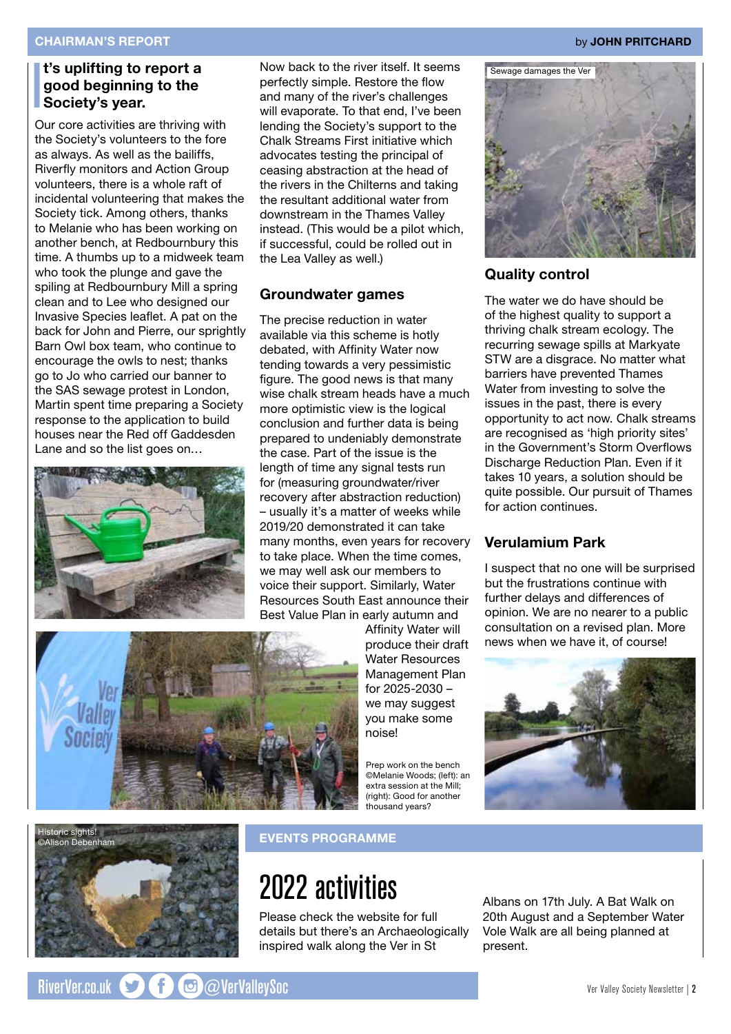## CHAIRMAN'S REPORT

by **JOHN PRITCHARD**

**t's uplifting to report a good beginning to the Society's year.**

Our core activities are thriving with the Society's volunteers to the fore as always. As well as the bailiffs, Riverfly monitors and Action Group volunteers, there is a whole raft of incidental volunteering that makes the Society tick. Among others, thanks to Melanie who has been working on another bench, at Redbournbury this time. A thumbs up to a midweek team who took the plunge and gave the spiling at Redbournbury Mill a spring clean and to Lee who designed our Invasive Species leaflet. A pat on the back for John and Pierre, our sprightly Barn Owl box team, who continue to encourage the owls to nest; thanks go to Jo who carried our banner to the SAS sewage protest in London, Martin spent time preparing a Society response to the application to build houses near the Red off Gaddesden Lane and so the list goes on…

Now back to the river itself. It seems perfectly simple. Restore the flow and many of the river's challenges will evaporate. To that end, I've been lending the Society's support to the Chalk Streams First initiative which advocates testing the principal of ceasing abstraction at the head of the rivers in the Chilterns and taking the resultant additional water from downstream in the Thames Valley instead. (This would be a pilot which, if successful, could be rolled out in the Lea Valley as well.)

### Groundwater games

The precise reduction in water available via this scheme is hotly debated, with Affinity Water now tending towards a very pessimistic figure. The good news is that many wise chalk stream heads have a much more optimistic view is the logical conclusion and further data is being prepared to undeniably demonstrate the case. Part of the issue is the length of time any signal tests run for (measuring groundwater/river recovery after abstraction reduction) – usually it's a matter of weeks while 2019/20 demonstrated it can take many months, even years for recovery to take place. When the time comes, we may well ask our members to voice their support. Similarly, Water Resources South East announce their Best Value Plan in early autumn and Affinity Water will produce their draft Water Resources Management Plan for 2025-2030 – we may suggest you make some noise!

Prep work on the bench ©Melanie Woods; (left): an extra session at the Mill; (right): Good for another thousand years?

Sewage damages the Ver

### Quality control

The water we do have should be of the highest quality to support a thriving chalk stream ecology. The recurring sewage spills at Markyate STW are a disgrace. No matter what barriers have prevented Thames Water from investing to solve the issues in the past, there is every opportunity to act now. Chalk streams are recognised as 'high priority sites' in the Government's Storm Overflows Discharge Reduction Plan. Even if it takes 10 years, a solution should be quite possible. Our pursuit of Thames for action continues.

### Verulamium Park

I suspect that no one will be surprised but the frustrations continue with further delays and differences of opinion. We are no nearer to a public consultation on a revised plan. More news when we have it, of course!

Historic sights! ©Alison Debenham

## EVENTS PROGRAMME

# 2022 activities

Please check the website for full details but there's an Archaeologically inspired walk along the Ver in St Albans on 17th July. A Bat Walk on 20th August and a September Water Vole Walk are all being planned at present.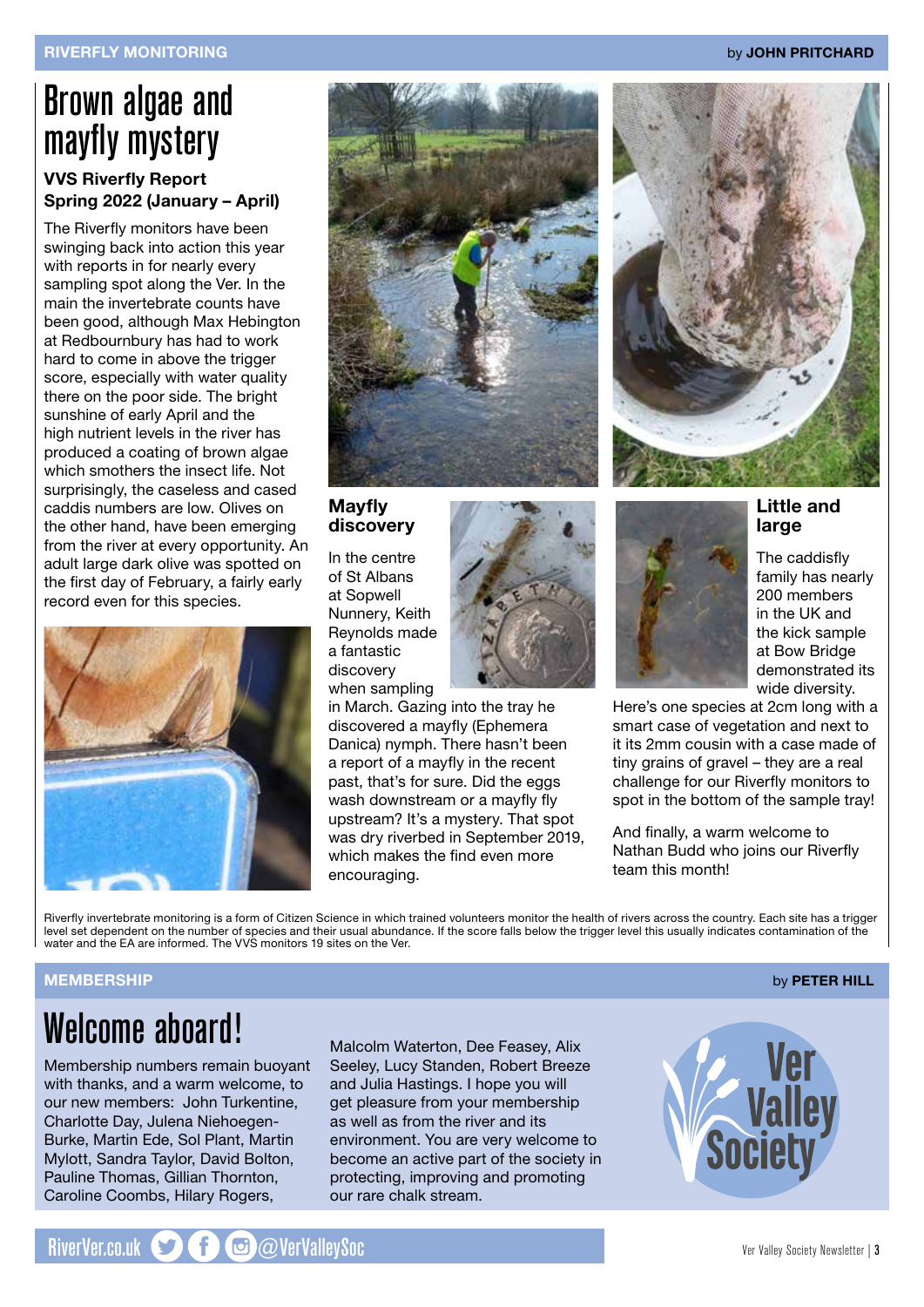RIVERFLY MONITORING

by **JOHN PRITCHARD**

# Brown algae and mayfly mystery

**VVS Riverfly Report**
**Spring 2022 (January – April)**

The Riverfly monitors have been swinging back into action this year with reports in for nearly every sampling spot along the Ver. In the main the invertebrate counts have been good, although Max Hebington at Redbournbury has had to work hard to come in above the trigger score, especially with water quality there on the poor side. The bright sunshine of early April and the high nutrient levels in the river has produced a coating of brown algae which smothers the insect life. Not surprisingly, the caseless and cased caddis numbers are low. Olives on the other hand, have been emerging from the river at every opportunity. An adult large dark olive was spotted on the first day of February, a fairly early record even for this species.

## Mayfly discovery

In the centre of St Albans at Sopwell Nunnery, Keith Reynolds made a fantastic discovery when sampling in March. Gazing into the tray he discovered a mayfly (Ephemera Danica) nymph. There hasn't been a report of a mayfly in the recent past, that's for sure. Did the eggs wash downstream or a mayfly fly upstream? It's a mystery. That spot was dry riverbed in September 2019, which makes the find even more encouraging.

## Little and large

The caddisfly family has nearly 200 members in the UK and the kick sample at Bow Bridge demonstrated its wide diversity. Here's one species at 2cm long with a smart case of vegetation and next to it its 2mm cousin with a case made of tiny grains of gravel – they are a real challenge for our Riverfly monitors to spot in the bottom of the sample tray!

And finally, a warm welcome to Nathan Budd who joins our Riverfly team this month!

Riverfly invertebrate monitoring is a form of Citizen Science in which trained volunteers monitor the health of rivers across the country. Each site has a trigger level set dependent on the number of species and their usual abundance. If the score falls below the trigger level this usually indicates contamination of the water and the EA are informed. The VVS monitors 19 sites on the Ver.

MEMBERSHIP

by **PETER HILL**

# Welcome aboard!

Membership numbers remain buoyant with thanks, and a warm welcome, to our new members: John Turkentine, Charlotte Day, Julena Niehoegen-Burke, Martin Ede, Sol Plant, Martin Mylott, Sandra Taylor, David Bolton, Pauline Thomas, Gillian Thornton, Caroline Coombs, Hilary Rogers, Malcolm Waterton, Dee Feasey, Alix Seeley, Lucy Standen, Robert Breeze and Julia Hastings. I hope you will get pleasure from your membership as well as from the river and its environment. You are very welcome to become an active part of the society in protecting, improving and promoting our rare chalk stream.

Ver Valley Society

RiverVer.co.uk @VerValleySoc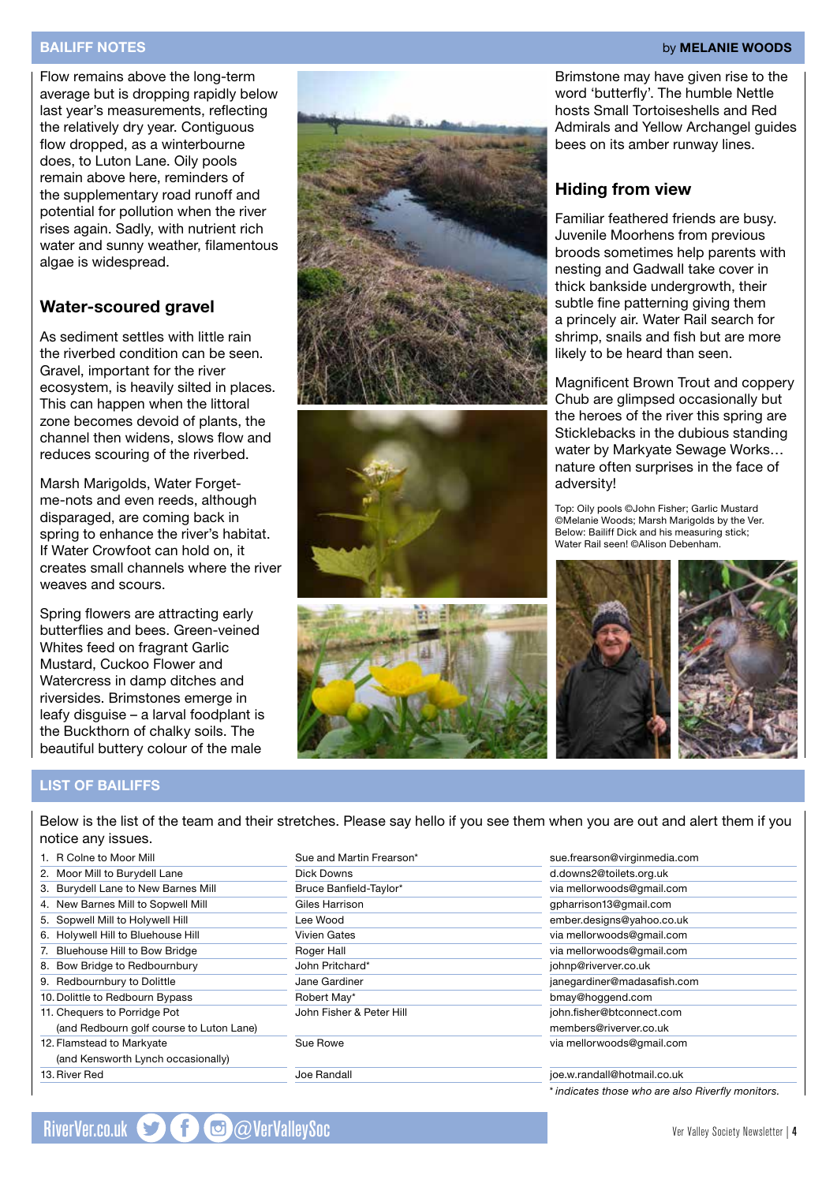## BAILIFF NOTES

by **MELANIE WOODS**

Flow remains above the long-term average but is dropping rapidly below last year's measurements, reflecting the relatively dry year. Contiguous flow dropped, as a winterbourne does, to Luton Lane. Oily pools remain above here, reminders of the supplementary road runoff and potential for pollution when the river rises again. Sadly, with nutrient rich water and sunny weather, filamentous algae is widespread.

### Water-scoured gravel

As sediment settles with little rain the riverbed condition can be seen. Gravel, important for the river ecosystem, is heavily silted in places. This can happen when the littoral zone becomes devoid of plants, the channel then widens, slows flow and reduces scouring of the riverbed.

Marsh Marigolds, Water Forget-me-nots and even reeds, although disparaged, are coming back in spring to enhance the river's habitat. If Water Crowfoot can hold on, it creates small channels where the river weaves and scours.

Spring flowers are attracting early butterflies and bees. Green-veined Whites feed on fragrant Garlic Mustard, Cuckoo Flower and Watercress in damp ditches and riversides. Brimstones emerge in leafy disguise – a larval foodplant is the Buckthorn of chalky soils. The beautiful buttery colour of the male Brimstone may have given rise to the word 'butterfly'. The humble Nettle hosts Small Tortoiseshells and Red Admirals and Yellow Archangel guides bees on its amber runway lines.

### Hiding from view

Familiar feathered friends are busy. Juvenile Moorhens from previous broods sometimes help parents with nesting and Gadwall take cover in thick bankside undergrowth, their subtle fine patterning giving them a princely air. Water Rail search for shrimp, snails and fish but are more likely to be heard than seen.

Magnificent Brown Trout and coppery Chub are glimpsed occasionally but the heroes of the river this spring are Sticklebacks in the dubious standing water by Markyate Sewage Works… nature often surprises in the face of adversity!

Top: Oily pools ©John Fisher; Garlic Mustard ©Melanie Woods; Marsh Marigolds by the Ver. Below: Bailiff Dick and his measuring stick; Water Rail seen! ©Alison Debenham.

## LIST OF BAILIFFS

Below is the list of the team and their stretches. Please say hello if you see them when you are out and alert them if you notice any issues.

| Stretch | Bailiff | Contact |
|---|---|---|
| 1. R Colne to Moor Mill | Sue and Martin Frearson* | sue.frearson@virginmedia.com |
| 2. Moor Mill to Burydell Lane | Dick Downs | d.downs2@toilets.org.uk |
| 3. Burydell Lane to New Barnes Mill | Bruce Banfield-Taylor* | via mellorwoods@gmail.com |
| 4. New Barnes Mill to Sopwell Mill | Giles Harrison | gpharrison13@gmail.com |
| 5. Sopwell Mill to Holywell Hill | Lee Wood | ember.designs@yahoo.co.uk |
| 6. Holywell Hill to Bluehouse Hill | Vivien Gates | via mellorwoods@gmail.com |
| 7. Bluehouse Hill to Bow Bridge | Roger Hall | via mellorwoods@gmail.com |
| 8. Bow Bridge to Redbournbury | John Pritchard* | johnp@riverver.co.uk |
| 9. Redbournbury to Dolittle | Jane Gardiner | janegardiner@madasafish.com |
| 10. Dolittle to Redbourn Bypass | Robert May* | bmay@hoggend.com |
| 11. Chequers to Porridge Pot (and Redbourn golf course to Luton Lane) | John Fisher & Peter Hill | john.fisher@btconnect.com<br>members@riverver.co.uk |
| 12. Flamstead to Markyate (and Kensworth Lynch occasionally) | Sue Rowe | via mellorwoods@gmail.com |
| 13. River Red | Joe Randall | joe.w.randall@hotmail.co.uk |

*\* indicates those who are also Riverfly monitors.*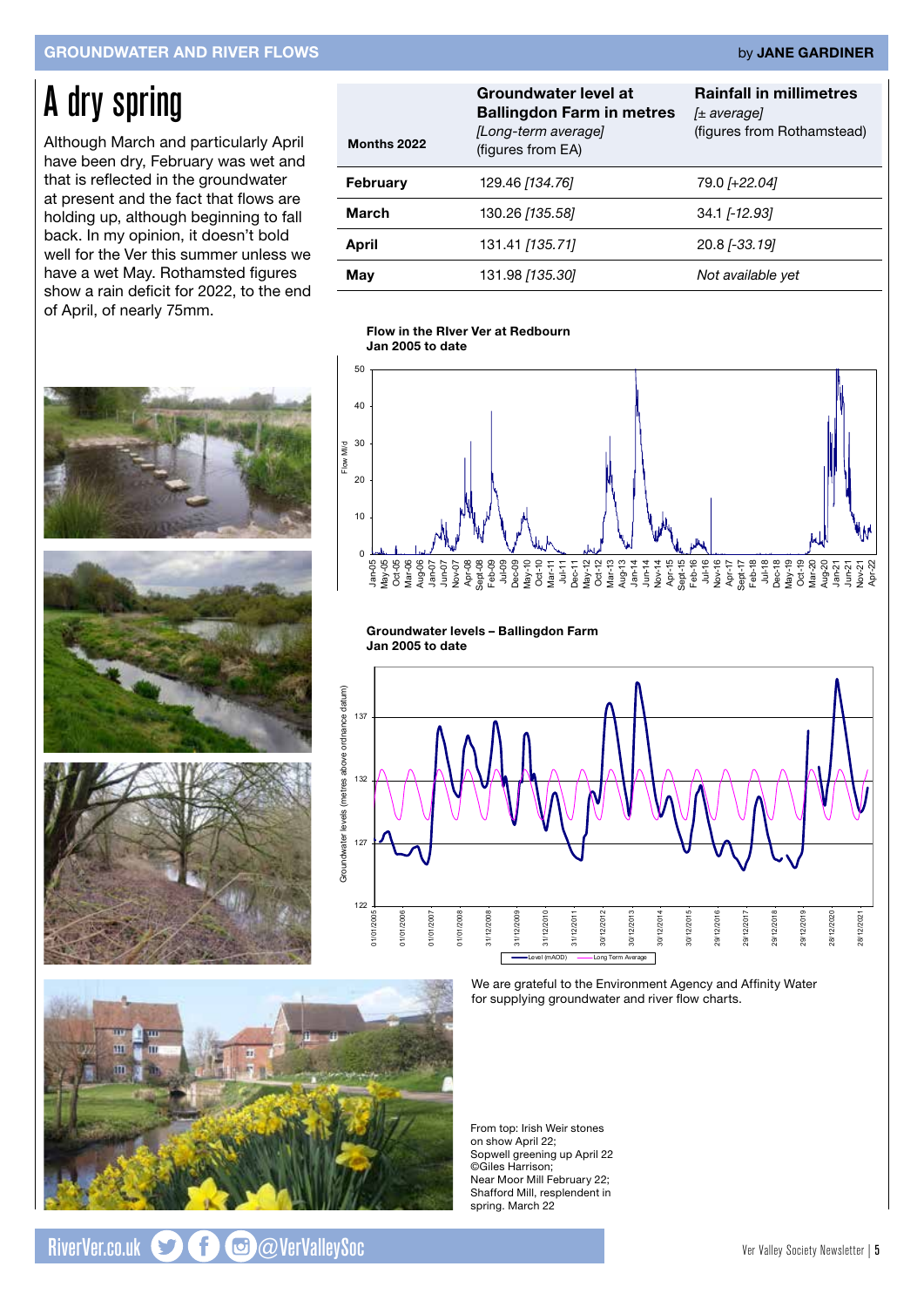GROUNDWATER AND RIVER FLOWS

by **JANE GARDINER**

# A dry spring

Although March and particularly April have been dry, February was wet and that is reflected in the groundwater at present and the fact that flows are holding up, although beginning to fall back. In my opinion, it doesn't bold well for the Ver this summer unless we have a wet May. Rothamsted figures show a rain deficit for 2022, to the end of April, of nearly 75mm.

| Months 2022 | Groundwater level at Ballingdon Farm in metres *[Long-term average]* (figures from EA) | Rainfall in millimetres *[± average]* (figures from Rothamstead) |
|---|---|---|
| **February** | 129.46 *[134.76]* | 79.0 *[+22.04]* |
| **March** | 130.26 *[135.58]* | 34.1 *[-12.93]* |
| **April** | 131.41 *[135.71]* | 20.8 *[-33.19]* |
| **May** | 131.98 *[135.30]* | *Not available yet* |

**Flow in the RIver Ver at Redbourn Jan 2005 to date**

**Groundwater levels – Ballingdon Farm Jan 2005 to date**

We are grateful to the Environment Agency and Affinity Water for supplying groundwater and river flow charts.

From top: Irish Weir stones on show April 22; Sopwell greening up April 22 ©Giles Harrison; Near Moor Mill February 22; Shafford Mill, resplendent in spring. March 22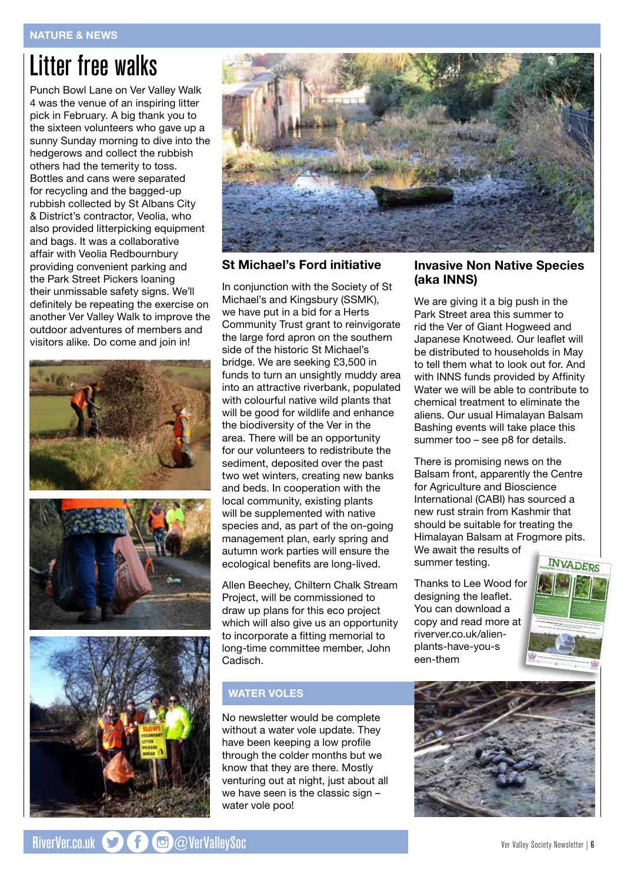# Litter free walks

Punch Bowl Lane on Ver Valley Walk 4 was the venue of an inspiring litter pick in February. A big thank you to the sixteen volunteers who gave up a sunny Sunday morning to dive into the hedgerows and collect the rubbish others had the temerity to toss. Bottles and cans were separated for recycling and the bagged-up rubbish collected by St Albans City & District's contractor, Veolia, who also provided litterpicking equipment and bags. It was a collaborative affair with Veolia Redbournbury providing convenient parking and the Park Street Pickers loaning their unmissable safety signs. We'll definitely be repeating the exercise on another Ver Valley Walk to improve the outdoor adventures of members and visitors alike. Do come and join in!

## St Michael's Ford initiative

In conjunction with the Society of St Michael's and Kingsbury (SSMK), we have put in a bid for a Herts Community Trust grant to reinvigorate the large ford apron on the southern side of the historic St Michael's bridge. We are seeking £3,500 in funds to turn an unsightly muddy area into an attractive riverbank, populated with colourful native wild plants that will be good for wildlife and enhance the biodiversity of the Ver in the area. There will be an opportunity for our volunteers to redistribute the sediment, deposited over the past two wet winters, creating new banks and beds. In cooperation with the local community, existing plants will be supplemented with native species and, as part of the on-going management plan, early spring and autumn work parties will ensure the ecological benefits are long-lived.

Allen Beechey, Chiltern Chalk Stream Project, will be commissioned to draw up plans for this eco project which will also give us an opportunity to incorporate a fitting memorial to long-time committee member, John Cadisch.

## Invasive Non Native Species (aka INNS)

We are giving it a big push in the Park Street area this summer to rid the Ver of Giant Hogweed and Japanese Knotweed. Our leaflet will be distributed to households in May to tell them what to look out for. And with INNS funds provided by Affinity Water we will be able to contribute to chemical treatment to eliminate the aliens. Our usual Himalayan Balsam Bashing events will take place this summer too – see p8 for details.

There is promising news on the Balsam front, apparently the Centre for Agriculture and Bioscience International (CABI) has sourced a new rust strain from Kashmir that should be suitable for treating the Himalayan Balsam at Frogmore pits. We await the results of summer testing.

Thanks to Lee Wood for designing the leaflet. You can download a copy and read more at riverver.co.uk/alien-plants-have-you-seen-them

## WATER VOLES

No newsletter would be complete without a water vole update. They have been keeping a low profile through the colder months but we know that they are there. Mostly venturing out at night, just about all we have seen is the classic sign – water vole poo!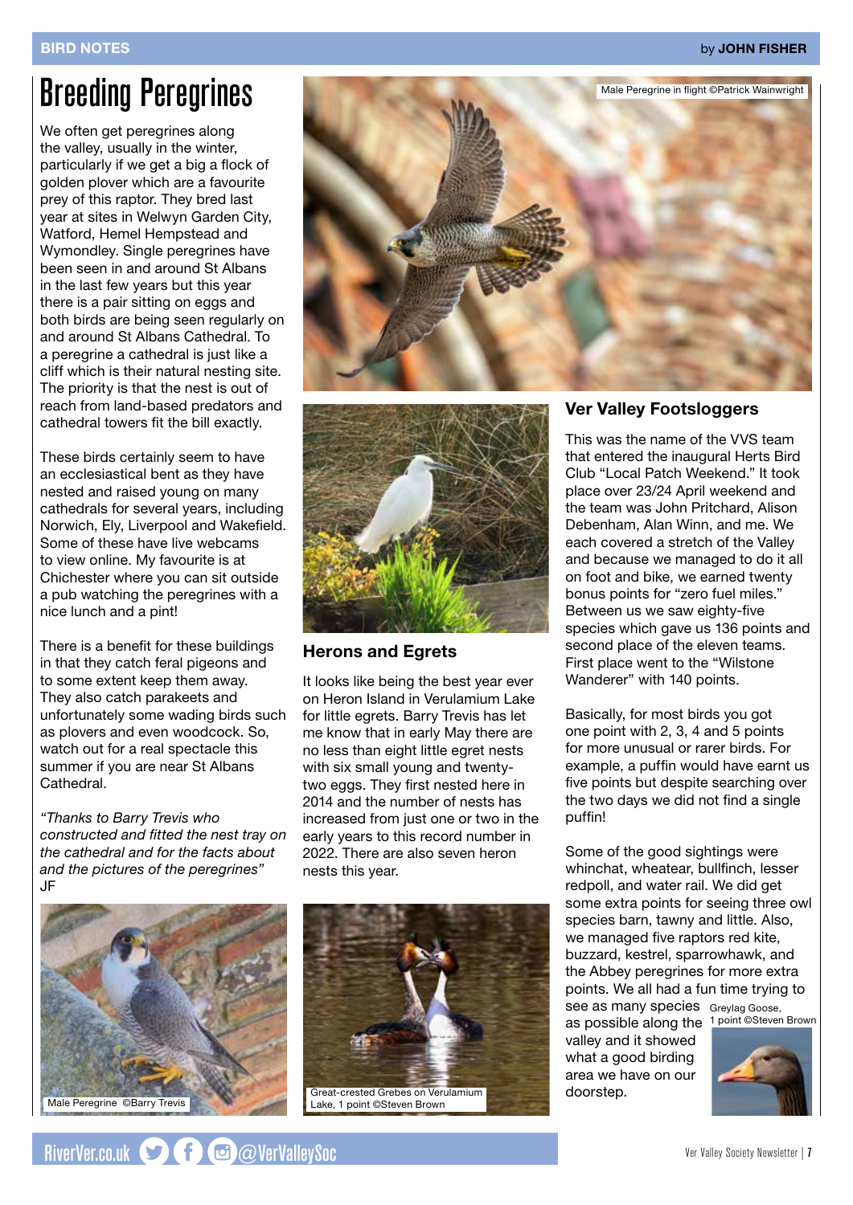# Breeding Peregrines

We often get peregrines along the valley, usually in the winter, particularly if we get a big a flock of golden plover which are a favourite prey of this raptor. They bred last year at sites in Welwyn Garden City, Watford, Hemel Hempstead and Wymondley. Single peregrines have been seen in and around St Albans in the last few years but this year there is a pair sitting on eggs and both birds are being seen regularly on and around St Albans Cathedral. To a peregrine a cathedral is just like a cliff which is their natural nesting site. The priority is that the nest is out of reach from land-based predators and cathedral towers fit the bill exactly.

These birds certainly seem to have an ecclesiastical bent as they have nested and raised young on many cathedrals for several years, including Norwich, Ely, Liverpool and Wakefield. Some of these have live webcams to view online. My favourite is at Chichester where you can sit outside a pub watching the peregrines with a nice lunch and a pint!

There is a benefit for these buildings in that they catch feral pigeons and to some extent keep them away. They also catch parakeets and unfortunately some wading birds such as plovers and even woodcock. So, watch out for a real spectacle this summer if you are near St Albans Cathedral.

*"Thanks to Barry Trevis who constructed and fitted the nest tray on the cathedral and for the facts about and the pictures of the peregrines"* JF

Male Peregrine in flight ©Patrick Wainwright

Male Peregrine ©Barry Trevis

## Herons and Egrets

It looks like being the best year ever on Heron Island in Verulamium Lake for little egrets. Barry Trevis has let me know that in early May there are no less than eight little egret nests with six small young and twenty-two eggs. They first nested here in 2014 and the number of nests has increased from just one or two in the early years to this record number in 2022. There are also seven heron nests this year.

Great-crested Grebes on Verulamium Lake, 1 point ©Steven Brown

## Ver Valley Footsloggers

This was the name of the VVS team that entered the inaugural Herts Bird Club "Local Patch Weekend." It took place over 23/24 April weekend and the team was John Pritchard, Alison Debenham, Alan Winn, and me. We each covered a stretch of the Valley and because we managed to do it all on foot and bike, we earned twenty bonus points for "zero fuel miles." Between us we saw eighty-five species which gave us 136 points and second place of the eleven teams. First place went to the "Wilstone Wanderer" with 140 points.

Basically, for most birds you got one point with 2, 3, 4 and 5 points for more unusual or rarer birds. For example, a puffin would have earnt us five points but despite searching over the two days we did not find a single puffin!

Some of the good sightings were whinchat, wheatear, bullfinch, lesser redpoll, and water rail. We did get some extra points for seeing three owl species barn, tawny and little. Also, we managed five raptors red kite, buzzard, kestrel, sparrowhawk, and the Abbey peregrines for more extra points. We all had a fun time trying to see as many species as possible along the valley and it showed what a good birding area we have on our doorstep.

Greylag Goose, 1 point ©Steven Brown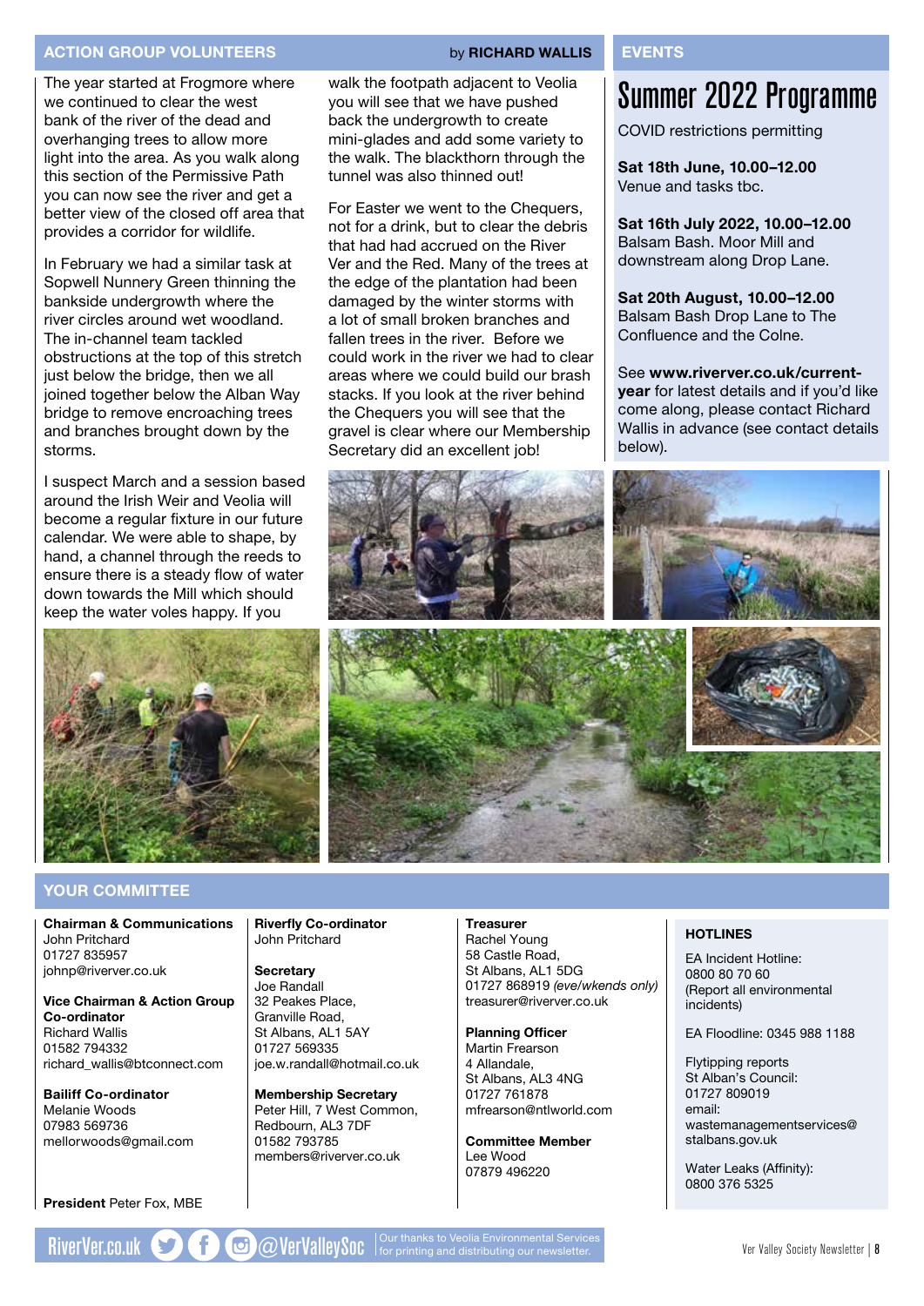## ACTION GROUP VOLUNTEERS

by **RICHARD WALLIS**

The year started at Frogmore where we continued to clear the west bank of the river of the dead and overhanging trees to allow more light into the area. As you walk along this section of the Permissive Path you can now see the river and get a better view of the closed off area that provides a corridor for wildlife.

In February we had a similar task at Sopwell Nunnery Green thinning the bankside undergrowth where the river circles around wet woodland. The in-channel team tackled obstructions at the top of this stretch just below the bridge, then we all joined together below the Alban Way bridge to remove encroaching trees and branches brought down by the storms.

I suspect March and a session based around the Irish Weir and Veolia will become a regular fixture in our future calendar. We were able to shape, by hand, a channel through the reeds to ensure there is a steady flow of water down towards the Mill which should keep the water voles happy. If you walk the footpath adjacent to Veolia you will see that we have pushed back the undergrowth to create mini-glades and add some variety to the walk. The blackthorn through the tunnel was also thinned out!

For Easter we went to the Chequers, not for a drink, but to clear the debris that had had accrued on the River Ver and the Red. Many of the trees at the edge of the plantation had been damaged by the winter storms with a lot of small broken branches and fallen trees in the river. Before we could work in the river we had to clear areas where we could build our brash stacks. If you look at the river behind the Chequers you will see that the gravel is clear where our Membership Secretary did an excellent job!

## EVENTS

# Summer 2022 Programme

COVID restrictions permitting

**Sat 18th June, 10.00–12.00**
Venue and tasks tbc.

**Sat 16th July 2022, 10.00–12.00**
Balsam Bash. Moor Mill and downstream along Drop Lane.

**Sat 20th August, 10.00–12.00**
Balsam Bash Drop Lane to The Confluence and the Colne.

See **www.riverver.co.uk/current-year** for latest details and if you'd like come along, please contact Richard Wallis in advance (see contact details below).

## YOUR COMMITTEE

**Chairman & Communications**
John Pritchard
01727 835957
johnp@riverver.co.uk

**Vice Chairman & Action Group Co-ordinator**
Richard Wallis
01582 794332
richard_wallis@btconnect.com

**Bailiff Co-ordinator**
Melanie Woods
07983 569736
mellorwoods@gmail.com

**President** Peter Fox, MBE

**Riverfly Co-ordinator**
John Pritchard

**Secretary**
Joe Randall
32 Peakes Place,
Granville Road,
St Albans, AL1 5AY
01727 569335
joe.w.randall@hotmail.co.uk

**Membership Secretary**
Peter Hill, 7 West Common,
Redbourn, AL3 7DF
01582 793785
members@riverver.co.uk

**Treasurer**
Rachel Young
58 Castle Road,
St Albans, AL1 5DG
01727 868919 *(eve/wkends only)*
treasurer@riverver.co.uk

**Planning Officer**
Martin Frearson
4 Allandale,
St Albans, AL3 4NG
01727 761878
mfrearson@ntlworld.com

**Committee Member**
Lee Wood
07879 496220

### HOTLINES

EA Incident Hotline:
0800 80 70 60
(Report all environmental incidents)

EA Floodline: 0345 988 1188

Flytipping reports
St Alban's Council:
01727 809019
email:
wastemanagementservices@stalbans.gov.uk

Water Leaks (Affinity):
0800 376 5325

RiverVer.co.uk @VerValleySoc

Our thanks to Veolia Environmental Services for printing and distributing our newsletter.